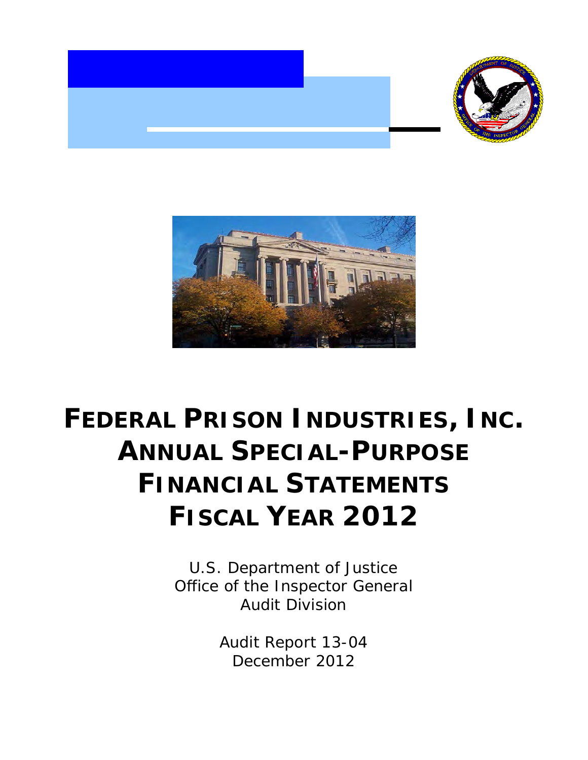# FEDERAL PRISON INDUSTRIES, INC. ANNUAL SPECIAL-PURPOSE FINANCIAL STATEMENTS FISCAL YEAR 2012

U.S. Department of Justice
Office of the Inspector General
Audit Division

Audit Report 13-04
December 2012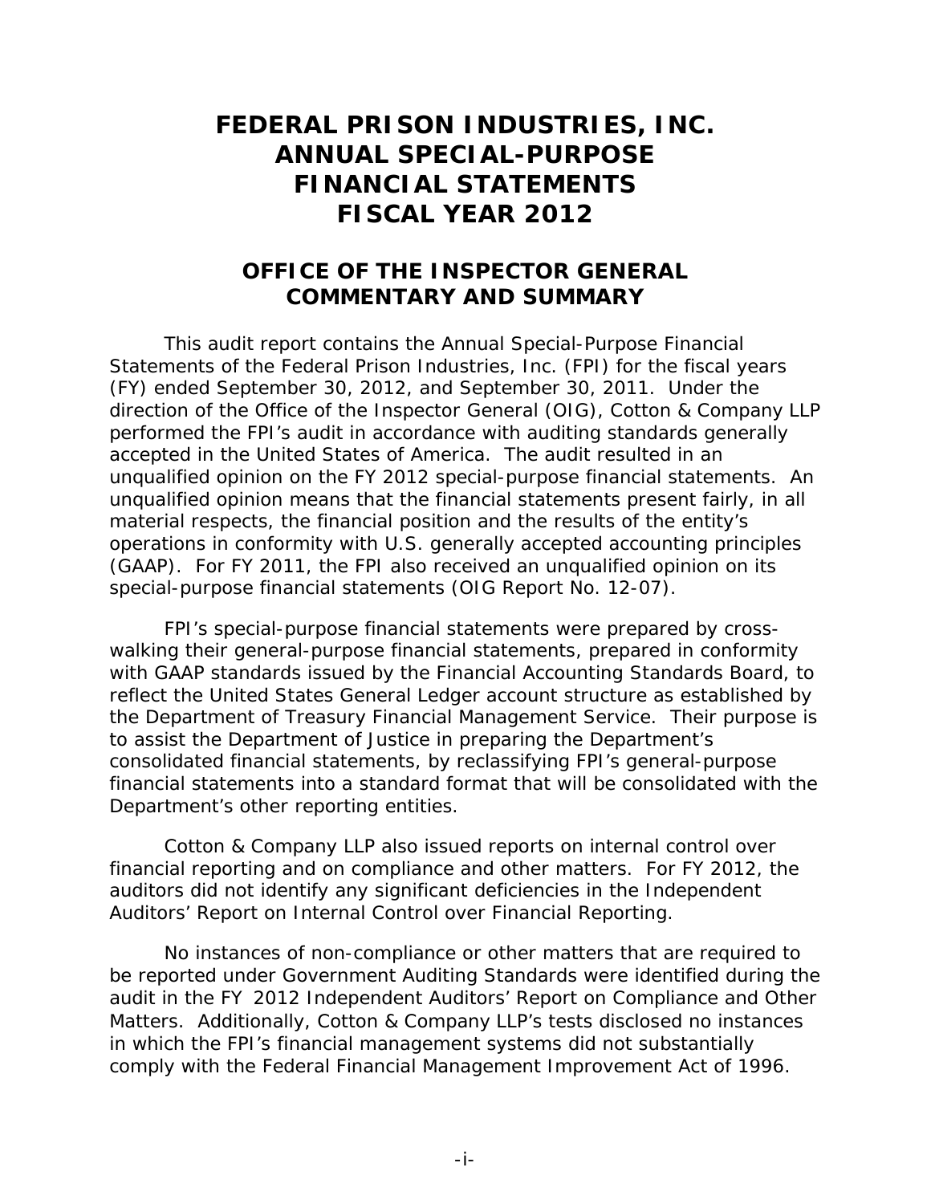# FEDERAL PRISON INDUSTRIES, INC. ANNUAL SPECIAL-PURPOSE FINANCIAL STATEMENTS FISCAL YEAR 2012

## OFFICE OF THE INSPECTOR GENERAL COMMENTARY AND SUMMARY

This audit report contains the Annual Special-Purpose Financial Statements of the Federal Prison Industries, Inc. (FPI) for the fiscal years (FY) ended September 30, 2012, and September 30, 2011. Under the direction of the Office of the Inspector General (OIG), Cotton & Company LLP performed the FPI's audit in accordance with auditing standards generally accepted in the United States of America. The audit resulted in an unqualified opinion on the FY 2012 special-purpose financial statements. An unqualified opinion means that the financial statements present fairly, in all material respects, the financial position and the results of the entity's operations in conformity with U.S. generally accepted accounting principles (GAAP). For FY 2011, the FPI also received an unqualified opinion on its special-purpose financial statements (OIG Report No. 12-07).

FPI's special-purpose financial statements were prepared by cross-walking their general-purpose financial statements, prepared in conformity with GAAP standards issued by the Financial Accounting Standards Board, to reflect the United States General Ledger account structure as established by the Department of Treasury Financial Management Service. Their purpose is to assist the Department of Justice in preparing the Department's consolidated financial statements, by reclassifying FPI's general-purpose financial statements into a standard format that will be consolidated with the Department's other reporting entities.

Cotton & Company LLP also issued reports on internal control over financial reporting and on compliance and other matters. For FY 2012, the auditors did not identify any significant deficiencies in the Independent Auditors' Report on Internal Control over Financial Reporting.

No instances of non-compliance or other matters that are required to be reported under Government Auditing Standards were identified during the audit in the FY 2012 Independent Auditors' Report on Compliance and Other Matters. Additionally, Cotton & Company LLP's tests disclosed no instances in which the FPI's financial management systems did not substantially comply with the Federal Financial Management Improvement Act of 1996.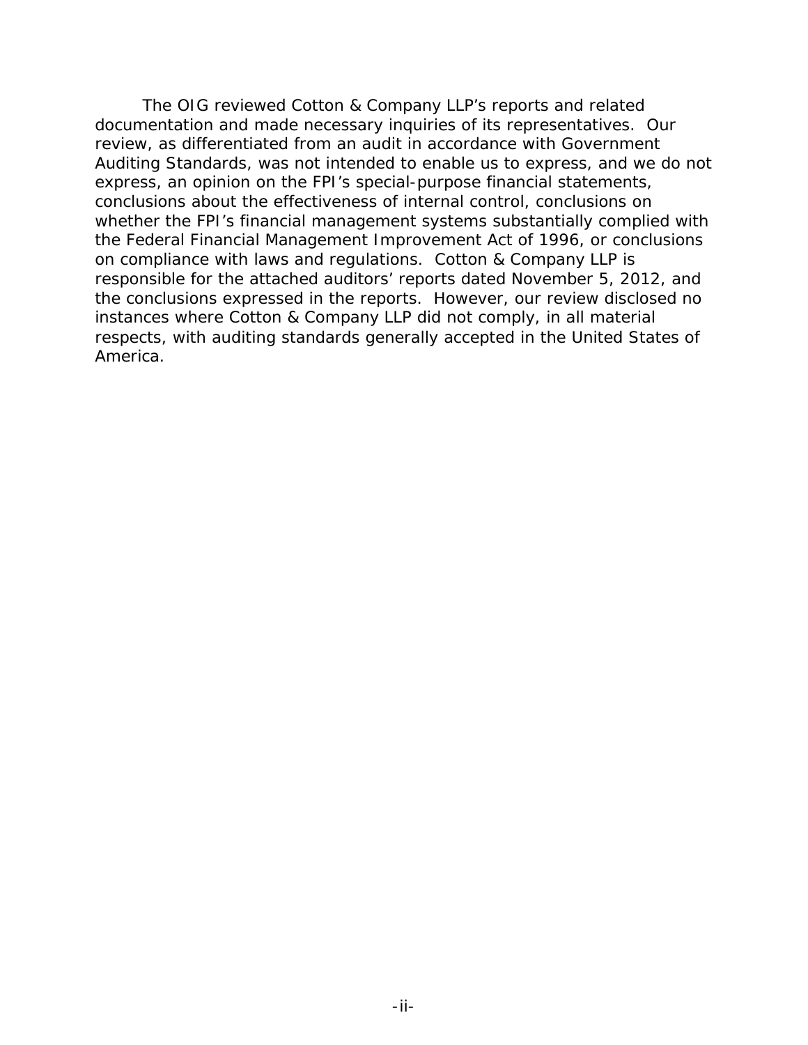The OIG reviewed Cotton & Company LLP's reports and related documentation and made necessary inquiries of its representatives. Our review, as differentiated from an audit in accordance with Government Auditing Standards, was not intended to enable us to express, and we do not express, an opinion on the FPI's special-purpose financial statements, conclusions about the effectiveness of internal control, conclusions on whether the FPI's financial management systems substantially complied with the Federal Financial Management Improvement Act of 1996, or conclusions on compliance with laws and regulations. Cotton & Company LLP is responsible for the attached auditors' reports dated November 5, 2012, and the conclusions expressed in the reports. However, our review disclosed no instances where Cotton & Company LLP did not comply, in all material respects, with auditing standards generally accepted in the United States of America.